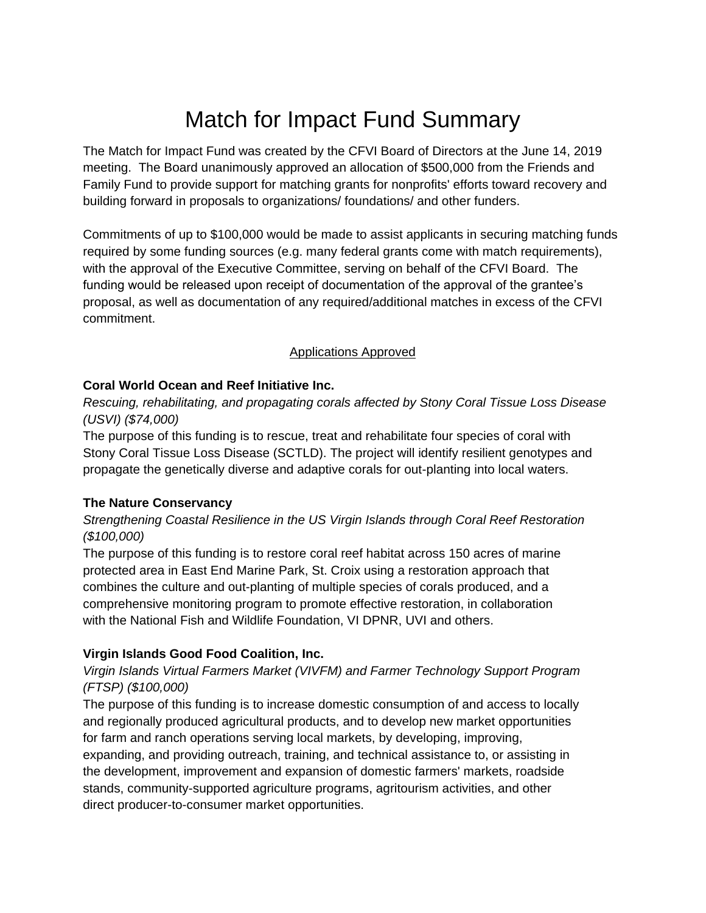# Match for Impact Fund Summary

The Match for Impact Fund was created by the CFVI Board of Directors at the June 14, 2019 meeting. The Board unanimously approved an allocation of $500,000 from the Friends and Family Fund to provide support for matching grants for nonprofits' efforts toward recovery and building forward in proposals to organizations/ foundations/ and other funders.

Commitments of up to $100,000 would be made to assist applicants in securing matching funds required by some funding sources (e.g. many federal grants come with match requirements), with the approval of the Executive Committee, serving on behalf of the CFVI Board. The funding would be released upon receipt of documentation of the approval of the grantee's proposal, as well as documentation of any required/additional matches in excess of the CFVI commitment.

## Applications Approved

**Coral World Ocean and Reef Initiative Inc.**

*Rescuing, rehabilitating, and propagating corals affected by Stony Coral Tissue Loss Disease (USVI) ($74,000)*

The purpose of this funding is to rescue, treat and rehabilitate four species of coral with Stony Coral Tissue Loss Disease (SCTLD). The project will identify resilient genotypes and propagate the genetically diverse and adaptive corals for out-planting into local waters.

**The Nature Conservancy**

*Strengthening Coastal Resilience in the US Virgin Islands through Coral Reef Restoration ($100,000)*

The purpose of this funding is to restore coral reef habitat across 150 acres of marine protected area in East End Marine Park, St. Croix using a restoration approach that combines the culture and out-planting of multiple species of corals produced, and a comprehensive monitoring program to promote effective restoration, in collaboration with the National Fish and Wildlife Foundation, VI DPNR, UVI and others.

**Virgin Islands Good Food Coalition, Inc.**

*Virgin Islands Virtual Farmers Market (VIVFM) and Farmer Technology Support Program (FTSP) ($100,000)*

The purpose of this funding is to increase domestic consumption of and access to locally and regionally produced agricultural products, and to develop new market opportunities for farm and ranch operations serving local markets, by developing, improving, expanding, and providing outreach, training, and technical assistance to, or assisting in the development, improvement and expansion of domestic farmers' markets, roadside stands, community-supported agriculture programs, agritourism activities, and other direct producer-to-consumer market opportunities.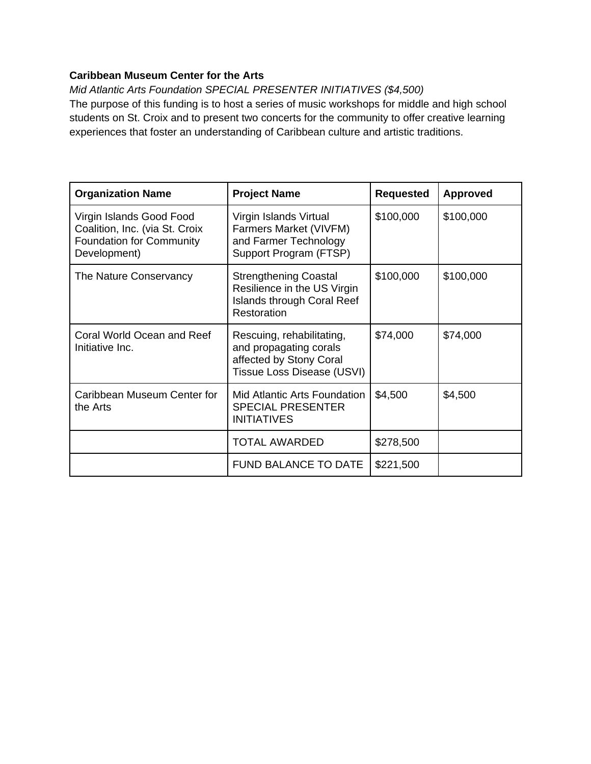**Caribbean Museum Center for the Arts**

*Mid Atlantic Arts Foundation SPECIAL PRESENTER INITIATIVES ($4,500)*

The purpose of this funding is to host a series of music workshops for middle and high school students on St. Croix and to present two concerts for the community to offer creative learning experiences that foster an understanding of Caribbean culture and artistic traditions.

| Organization Name | Project Name | Requested | Approved |
|---|---|---|---|
| Virgin Islands Good Food Coalition, Inc. (via St. Croix Foundation for Community Development) | Virgin Islands Virtual Farmers Market (VIVFM) and Farmer Technology Support Program (FTSP) | $100,000 | $100,000 |
| The Nature Conservancy | Strengthening Coastal Resilience in the US Virgin Islands through Coral Reef Restoration | $100,000 | $100,000 |
| Coral World Ocean and Reef Initiative Inc. | Rescuing, rehabilitating, and propagating corals affected by Stony Coral Tissue Loss Disease (USVI) | $74,000 | $74,000 |
| Caribbean Museum Center for the Arts | Mid Atlantic Arts Foundation SPECIAL PRESENTER INITIATIVES | $4,500 | $4,500 |
| | TOTAL AWARDED | $278,500 | |
| | FUND BALANCE TO DATE | $221,500 | |